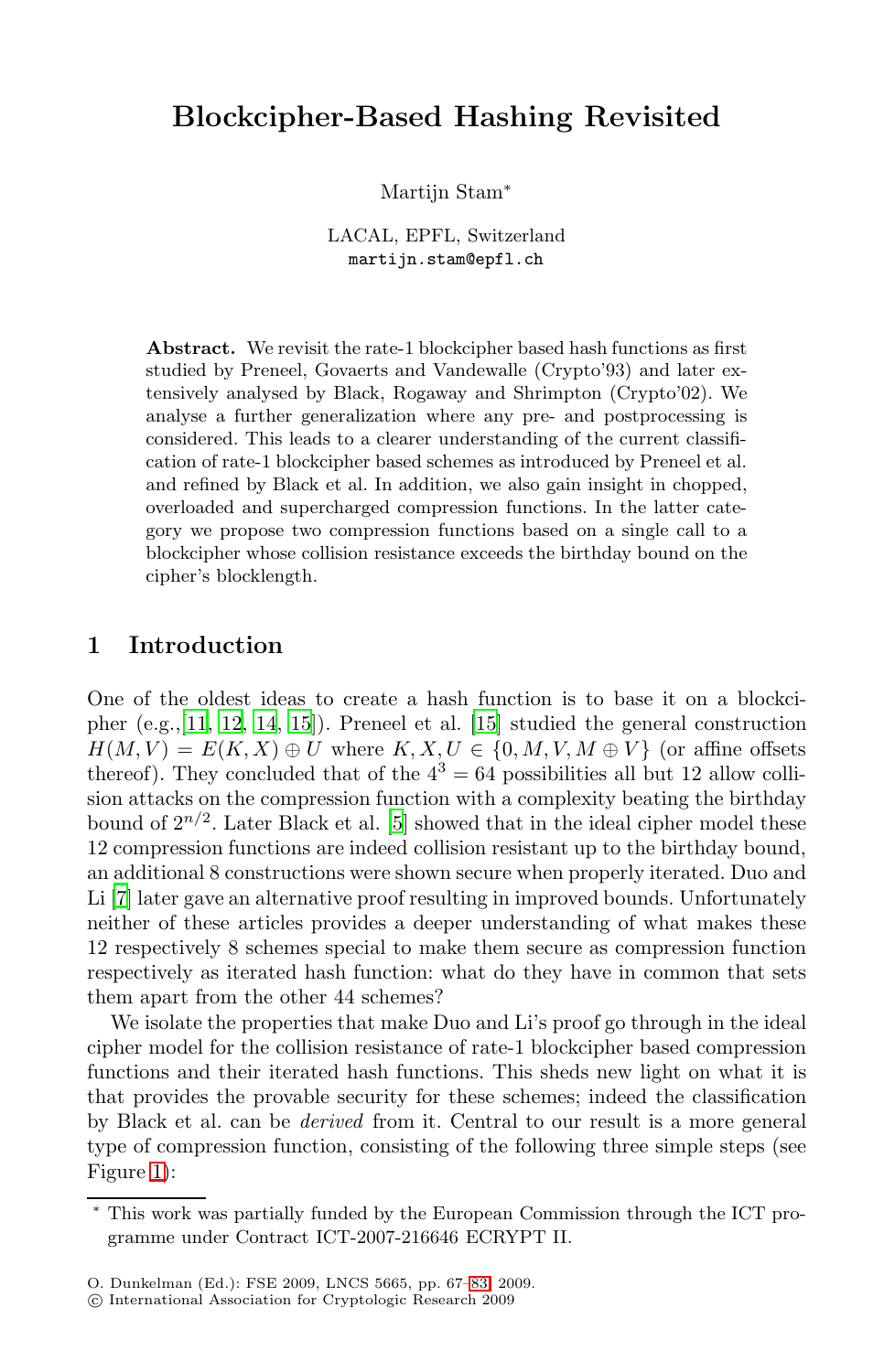# Blockcipher-Based Hashing Revisited

Martijn Stam*

LACAL, EPFL, Switzerland
martijn.stam@epfl.ch

**Abstract.** We revisit the rate-1 blockcipher based hash functions as first studied by Preneel, Govaerts and Vandewalle (Crypto'93) and later extensively analysed by Black, Rogaway and Shrimpton (Crypto'02). We analyse a further generalization where any pre- and postprocessing is considered. This leads to a clearer understanding of the current classification of rate-1 blockcipher based schemes as introduced by Preneel et al. and refined by Black et al. In addition, we also gain insight in chopped, overloaded and supercharged compression functions. In the latter category we propose two compression functions based on a single call to a blockcipher whose collision resistance exceeds the birthday bound on the cipher's blocklength.

## 1 Introduction

One of the oldest ideas to create a hash function is to base it on a blockcipher (e.g.,[11, 12, 14, 15]). Preneel et al. [15] studied the general construction $H(M, V) = E(K, X) \oplus U$ where $K, X, U \in \{0, M, V, M \oplus V\}$ (or affine offsets thereof). They concluded that of the $4^3 = 64$ possibilities all but 12 allow collision attacks on the compression function with a complexity beating the birthday bound of $2^{n/2}$. Later Black et al. [5] showed that in the ideal cipher model these 12 compression functions are indeed collision resistant up to the birthday bound, an additional 8 constructions were shown secure when properly iterated. Duo and Li [7] later gave an alternative proof resulting in improved bounds. Unfortunately neither of these articles provides a deeper understanding of what makes these 12 respectively 8 schemes special to make them secure as compression function respectively as iterated hash function: what do they have in common that sets them apart from the other 44 schemes?

We isolate the properties that make Duo and Li's proof go through in the ideal cipher model for the collision resistance of rate-1 blockcipher based compression functions and their iterated hash functions. This sheds new light on what it is that provides the provable security for these schemes; indeed the classification by Black et al. can be *derived* from it. Central to our result is a more general type of compression function, consisting of the following three simple steps (see Figure 1):

---

* This work was partially funded by the European Commission through the ICT programme under Contract ICT-2007-216646 ECRYPT II.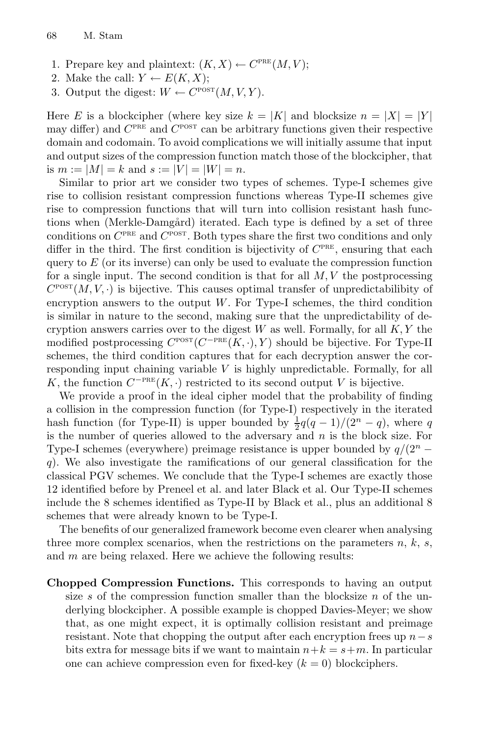1. Prepare key and plaintext: $(K, X) \leftarrow C^{\text{PRE}}(M, V)$;
2. Make the call: $Y \leftarrow E(K, X)$;
3. Output the digest: $W \leftarrow C^{\text{POST}}(M, V, Y)$.

Here $E$ is a blockcipher (where key size $k = |K|$ and blocksize $n = |X| = |Y|$ may differ) and $C^{\text{PRE}}$ and $C^{\text{POST}}$ can be arbitrary functions given their respective domain and codomain. To avoid complications we will initially assume that input and output sizes of the compression function match those of the blockcipher, that is $m := |M| = k$ and $s := |V| = |W| = n$.

Similar to prior art we consider two types of schemes. Type-I schemes give rise to collision resistant compression functions whereas Type-II schemes give rise to compression functions that will turn into collision resistant hash functions when (Merkle-Damgård) iterated. Each type is defined by a set of three conditions on $C^{\text{PRE}}$ and $C^{\text{POST}}$. Both types share the first two conditions and only differ in the third. The first condition is bijectivity of $C^{\text{PRE}}$, ensuring that each query to $E$ (or its inverse) can only be used to evaluate the compression function for a single input. The second condition is that for all $M, V$ the postprocessing $C^{\text{POST}}(M, V, \cdot)$ is bijective. This causes optimal transfer of unpredictabilibity of encryption answers to the output $W$. For Type-I schemes, the third condition is similar in nature to the second, making sure that the unpredictability of decryption answers carries over to the digest $W$ as well. Formally, for all $K, Y$ the modified postprocessing $C^{\text{POST}}(C^{-\text{PRE}}(K, \cdot), Y)$ should be bijective. For Type-II schemes, the third condition captures that for each decryption answer the corresponding input chaining variable $V$ is highly unpredictable. Formally, for all $K$, the function $C^{-\text{PRE}}(K, \cdot)$ restricted to its second output $V$ is bijective.

We provide a proof in the ideal cipher model that the probability of finding a collision in the compression function (for Type-I) respectively in the iterated hash function (for Type-II) is upper bounded by $\frac{1}{2}q(q-1)/(2^n - q)$, where $q$ is the number of queries allowed to the adversary and $n$ is the block size. For Type-I schemes (everywhere) preimage resistance is upper bounded by $q/(2^n - q)$. We also investigate the ramifications of our general classification for the classical PGV schemes. We conclude that the Type-I schemes are exactly those 12 identified before by Preneel et al. and later Black et al. Our Type-II schemes include the 8 schemes identified as Type-II by Black et al., plus an additional 8 schemes that were already known to be Type-I.

The benefits of our generalized framework become even clearer when analysing three more complex scenarios, when the restrictions on the parameters $n$, $k$, $s$, and $m$ are being relaxed. Here we achieve the following results:

**Chopped Compression Functions.** This corresponds to having an output size $s$ of the compression function smaller than the blocksize $n$ of the underlying blockcipher. A possible example is chopped Davies-Meyer; we show that, as one might expect, it is optimally collision resistant and preimage resistant. Note that chopping the output after each encryption frees up $n - s$ bits extra for message bits if we want to maintain $n + k = s + m$. In particular one can achieve compression even for fixed-key ($k = 0$) blockciphers.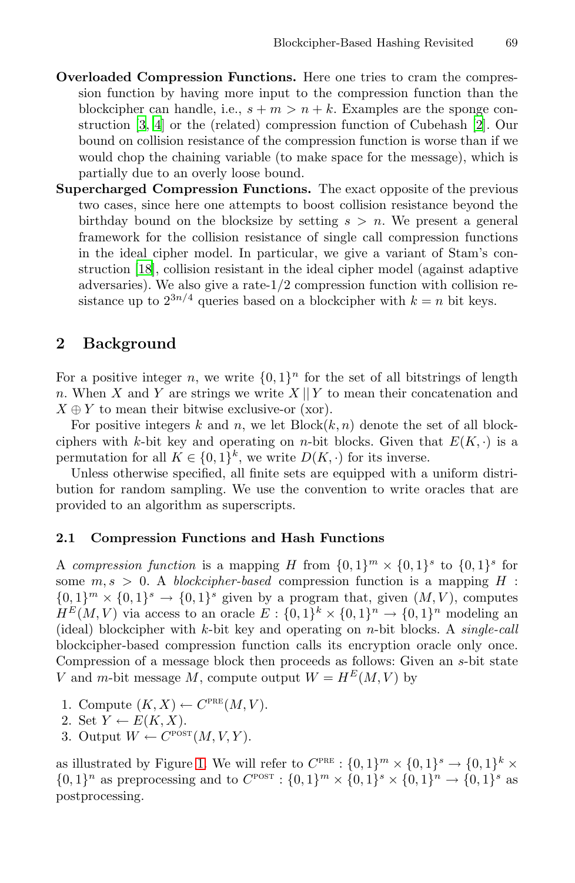**Overloaded Compression Functions.** Here one tries to cram the compression function by having more input to the compression function than the blockcipher can handle, i.e., $s + m > n + k$. Examples are the sponge construction [3, 4] or the (related) compression function of Cubehash [2]. Our bound on collision resistance of the compression function is worse than if we would chop the chaining variable (to make space for the message), which is partially due to an overly loose bound.

**Supercharged Compression Functions.** The exact opposite of the previous two cases, since here one attempts to boost collision resistance beyond the birthday bound on the blocksize by setting $s > n$. We present a general framework for the collision resistance of single call compression functions in the ideal cipher model. In particular, we give a variant of Stam's construction [18], collision resistant in the ideal cipher model (against adaptive adversaries). We also give a rate-1/2 compression function with collision resistance up to $2^{3n/4}$ queries based on a blockcipher with $k = n$ bit keys.

## 2 Background

For a positive integer $n$, we write $\{0,1\}^n$ for the set of all bitstrings of length $n$. When $X$ and $Y$ are strings we write $X \,||\, Y$ to mean their concatenation and $X \oplus Y$ to mean their bitwise exclusive-or (xor).

For positive integers $k$ and $n$, we let $\text{Block}(k, n)$ denote the set of all blockciphers with $k$-bit key and operating on $n$-bit blocks. Given that $E(K, \cdot)$ is a permutation for all $K \in \{0,1\}^k$, we write $D(K, \cdot)$ for its inverse.

Unless otherwise specified, all finite sets are equipped with a uniform distribution for random sampling. We use the convention to write oracles that are provided to an algorithm as superscripts.

### 2.1 Compression Functions and Hash Functions

A *compression function* is a mapping $H$ from $\{0,1\}^m \times \{0,1\}^s$ to $\{0,1\}^s$ for some $m, s > 0$. A *blockcipher-based* compression function is a mapping $H : \{0,1\}^m \times \{0,1\}^s \to \{0,1\}^s$ given by a program that, given $(M, V)$, computes $H^E(M, V)$ via access to an oracle $E : \{0,1\}^k \times \{0,1\}^n \to \{0,1\}^n$ modeling an (ideal) blockcipher with $k$-bit key and operating on $n$-bit blocks. A *single-call* blockcipher-based compression function calls its encryption oracle only once. Compression of a message block then proceeds as follows: Given an $s$-bit state $V$ and $m$-bit message $M$, compute output $W = H^E(M, V)$ by

1. Compute $(K, X) \leftarrow C^{\text{PRE}}(M, V)$.
2. Set $Y \leftarrow E(K, X)$.
3. Output $W \leftarrow C^{\text{POST}}(M, V, Y)$.

as illustrated by Figure 1. We will refer to $C^{\text{PRE}} : \{0,1\}^m \times \{0,1\}^s \to \{0,1\}^k \times \{0,1\}^n$ as preprocessing and to $C^{\text{POST}} : \{0,1\}^m \times \{0,1\}^s \times \{0,1\}^n \to \{0,1\}^s$ as postprocessing.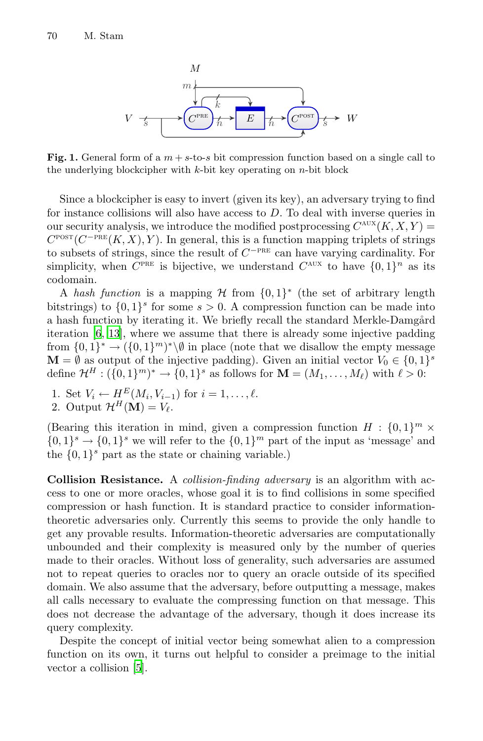**Fig. 1.** General form of a $m + s$-to-$s$ bit compression function based on a single call to the underlying blockcipher with $k$-bit key operating on $n$-bit block

Since a blockcipher is easy to invert (given its key), an adversary trying to find for instance collisions will also have access to $D$. To deal with inverse queries in our security analysis, we introduce the modified postprocessing $C^{\text{AUX}}(K, X, Y) = C^{\text{POST}}(C^{-\text{PRE}}(K, X), Y)$. In general, this is a function mapping triplets of strings to subsets of strings, since the result of $C^{-\text{PRE}}$ can have varying cardinality. For simplicity, when $C^{\text{PRE}}$ is bijective, we understand $C^{\text{AUX}}$ to have $\{0,1\}^n$ as its codomain.

A *hash function* is a mapping $\mathcal{H}$ from $\{0,1\}^*$ (the set of arbitrary length bitstrings) to $\{0,1\}^s$ for some $s > 0$. A compression function can be made into a hash function by iterating it. We briefly recall the standard Merkle-Damgård iteration [6, 13], where we assume that there is already some injective padding from $\{0,1\}^* \to (\{0,1\}^m)^* \backslash \emptyset$ in place (note that we disallow the empty message $\mathbf{M} = \emptyset$ as output of the injective padding). Given an initial vector $V_0 \in \{0,1\}^s$ define $\mathcal{H}^H : (\{0,1\}^m)^* \to \{0,1\}^s$ as follows for $\mathbf{M} = (M_1, \ldots, M_\ell)$ with $\ell > 0$:

1. Set $V_i \leftarrow H^E(M_i, V_{i-1})$ for $i = 1, \ldots, \ell$.
2. Output $\mathcal{H}^H(\mathbf{M}) = V_\ell$.

(Bearing this iteration in mind, given a compression function $H : \{0,1\}^m \times \{0,1\}^s \to \{0,1\}^s$ we will refer to the $\{0,1\}^m$ part of the input as 'message' and the $\{0,1\}^s$ part as the state or chaining variable.)

**Collision Resistance.** A *collision-finding adversary* is an algorithm with access to one or more oracles, whose goal it is to find collisions in some specified compression or hash function. It is standard practice to consider information-theoretic adversaries only. Currently this seems to provide the only handle to get any provable results. Information-theoretic adversaries are computationally unbounded and their complexity is measured only by the number of queries made to their oracles. Without loss of generality, such adversaries are assumed not to repeat queries to oracles nor to query an oracle outside of its specified domain. We also assume that the adversary, before outputting a message, makes all calls necessary to evaluate the compressing function on that message. This does not decrease the advantage of the adversary, though it does increase its query complexity.

Despite the concept of initial vector being somewhat alien to a compression function on its own, it turns out helpful to consider a preimage to the initial vector a collision [5].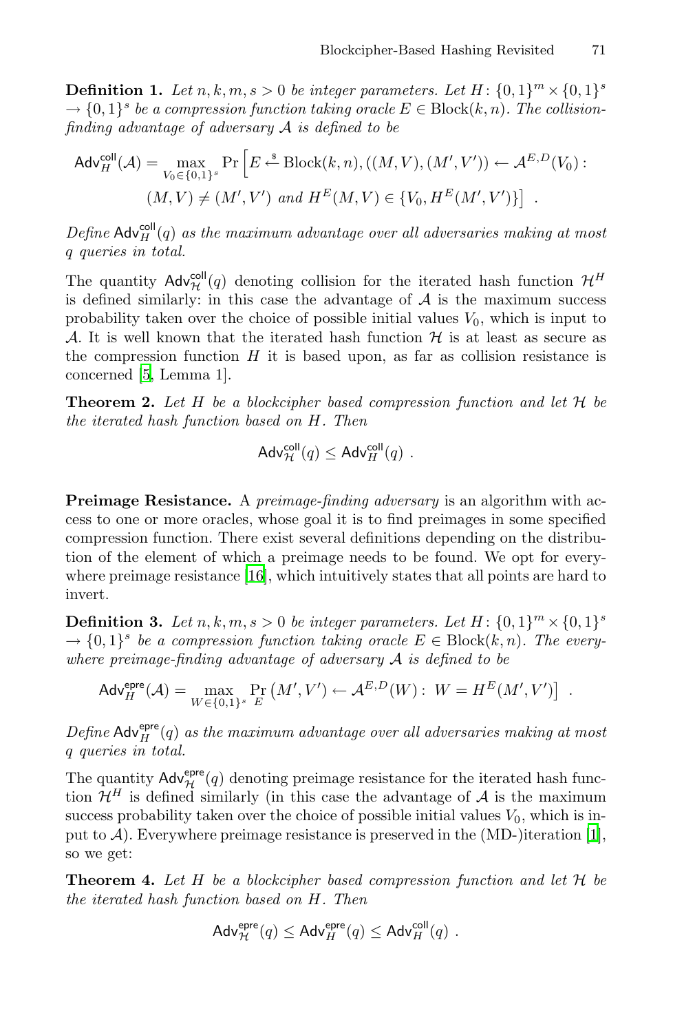**Definition 1.** *Let $n, k, m, s > 0$ be integer parameters. Let $H\colon \{0,1\}^m \times \{0,1\}^s \to \{0,1\}^s$ be a compression function taking oracle $E \in \text{Block}(k,n)$. The collision-finding advantage of adversary $\mathcal{A}$ is defined to be*

$$\mathsf{Adv}_H^{\mathsf{coll}}(\mathcal{A}) = \max_{V_0 \in \{0,1\}^s} \Pr\Big[E \xleftarrow{\$} \text{Block}(k,n), ((M,V),(M',V')) \leftarrow \mathcal{A}^{E,D}(V_0) : \\ (M,V) \neq (M',V') \text{ and } H^E(M,V) \in \{V_0, H^E(M',V')\}\Big] \ .$$

*Define $\mathsf{Adv}_H^{\mathsf{coll}}(q)$ as the maximum advantage over all adversaries making at most $q$ queries in total.*

The quantity $\mathsf{Adv}_{\mathcal{H}}^{\mathsf{coll}}(q)$ denoting collision for the iterated hash function $\mathcal{H}^H$ is defined similarly: in this case the advantage of $\mathcal{A}$ is the maximum success probability taken over the choice of possible initial values $V_0$, which is input to $\mathcal{A}$. It is well known that the iterated hash function $\mathcal{H}$ is at least as secure as the compression function $H$ it is based upon, as far as collision resistance is concerned [5, Lemma 1].

**Theorem 2.** *Let $H$ be a blockcipher based compression function and let $\mathcal{H}$ be the iterated hash function based on $H$. Then*

$$\mathsf{Adv}_{\mathcal{H}}^{\mathsf{coll}}(q) \leq \mathsf{Adv}_H^{\mathsf{coll}}(q) \ .$$

**Preimage Resistance.** A *preimage-finding adversary* is an algorithm with access to one or more oracles, whose goal it is to find preimages in some specified compression function. There exist several definitions depending on the distribution of the element of which a preimage needs to be found. We opt for everywhere preimage resistance [16], which intuitively states that all points are hard to invert.

**Definition 3.** *Let $n, k, m, s > 0$ be integer parameters. Let $H\colon \{0,1\}^m \times \{0,1\}^s \to \{0,1\}^s$ be a compression function taking oracle $E \in \text{Block}(k,n)$. The everywhere preimage-finding advantage of adversary $\mathcal{A}$ is defined to be*

$$\mathsf{Adv}_H^{\mathsf{epre}}(\mathcal{A}) = \max_{W \in \{0,1\}^s} \Pr_E\left(M',V') \leftarrow \mathcal{A}^{E,D}(W) : \ W = H^E(M',V')\right] \ .$$

*Define $\mathsf{Adv}_H^{\mathsf{epre}}(q)$ as the maximum advantage over all adversaries making at most $q$ queries in total.*

The quantity $\mathsf{Adv}_{\mathcal{H}}^{\mathsf{epre}}(q)$ denoting preimage resistance for the iterated hash function $\mathcal{H}^H$ is defined similarly (in this case the advantage of $\mathcal{A}$ is the maximum success probability taken over the choice of possible initial values $V_0$, which is input to $\mathcal{A}$). Everywhere preimage resistance is preserved in the (MD-)iteration [1], so we get:

**Theorem 4.** *Let $H$ be a blockcipher based compression function and let $\mathcal{H}$ be the iterated hash function based on $H$. Then*

$$\mathsf{Adv}_{\mathcal{H}}^{\mathsf{epre}}(q) \leq \mathsf{Adv}_H^{\mathsf{epre}}(q) \leq \mathsf{Adv}_H^{\mathsf{coll}}(q) \ .$$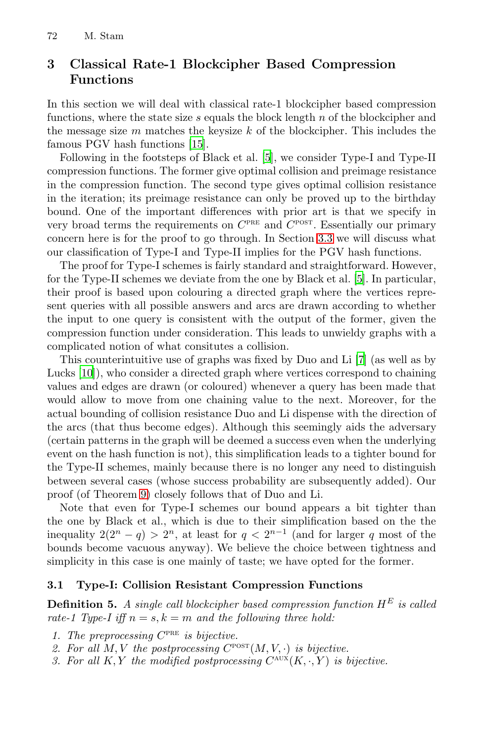## 3 Classical Rate-1 Blockcipher Based Compression Functions

In this section we will deal with classical rate-1 blockcipher based compression functions, where the state size $s$ equals the block length $n$ of the blockcipher and the message size $m$ matches the keysize $k$ of the blockcipher. This includes the famous PGV hash functions [15].

Following in the footsteps of Black et al. [5], we consider Type-I and Type-II compression functions. The former give optimal collision and preimage resistance in the compression function. The second type gives optimal collision resistance in the iteration; its preimage resistance can only be proved up to the birthday bound. One of the important differences with prior art is that we specify in very broad terms the requirements on $C^{\text{PRE}}$ and $C^{\text{POST}}$. Essentially our primary concern here is for the proof to go through. In Section 3.3 we will discuss what our classification of Type-I and Type-II implies for the PGV hash functions.

The proof for Type-I schemes is fairly standard and straightforward. However, for the Type-II schemes we deviate from the one by Black et al. [5]. In particular, their proof is based upon colouring a directed graph where the vertices represent queries with all possible answers and arcs are drawn according to whether the input to one query is consistent with the output of the former, given the compression function under consideration. This leads to unwieldy graphs with a complicated notion of what consitutes a collision.

This counterintuitive use of graphs was fixed by Duo and Li [7] (as well as by Lucks [10]), who consider a directed graph where vertices correspond to chaining values and edges are drawn (or coloured) whenever a query has been made that would allow to move from one chaining value to the next. Moreover, for the actual bounding of collision resistance Duo and Li dispense with the direction of the arcs (that thus become edges). Although this seemingly aids the adversary (certain patterns in the graph will be deemed a success even when the underlying event on the hash function is not), this simplification leads to a tighter bound for the Type-II schemes, mainly because there is no longer any need to distinguish between several cases (whose success probability are subsequently added). Our proof (of Theorem 9) closely follows that of Duo and Li.

Note that even for Type-I schemes our bound appears a bit tighter than the one by Black et al., which is due to their simplification based on the the inequality $2(2^n - q) > 2^n$, at least for $q < 2^{n-1}$ (and for larger $q$ most of the bounds become vacuous anyway). We believe the choice between tightness and simplicity in this case is one mainly of taste; we have opted for the former.

### 3.1 Type-I: Collision Resistant Compression Functions

**Definition 5.** *A single call blockcipher based compression function $H^E$ is called rate-1 Type-I iff $n = s, k = m$ and the following three hold:*

1. *The preprocessing $C^{\text{PRE}}$ is bijective.*
2. *For all $M, V$ the postprocessing $C^{\text{POST}}(M, V, \cdot)$ is bijective.*
3. *For all $K, Y$ the modified postprocessing $C^{\text{AUX}}(K, \cdot, Y)$ is bijective.*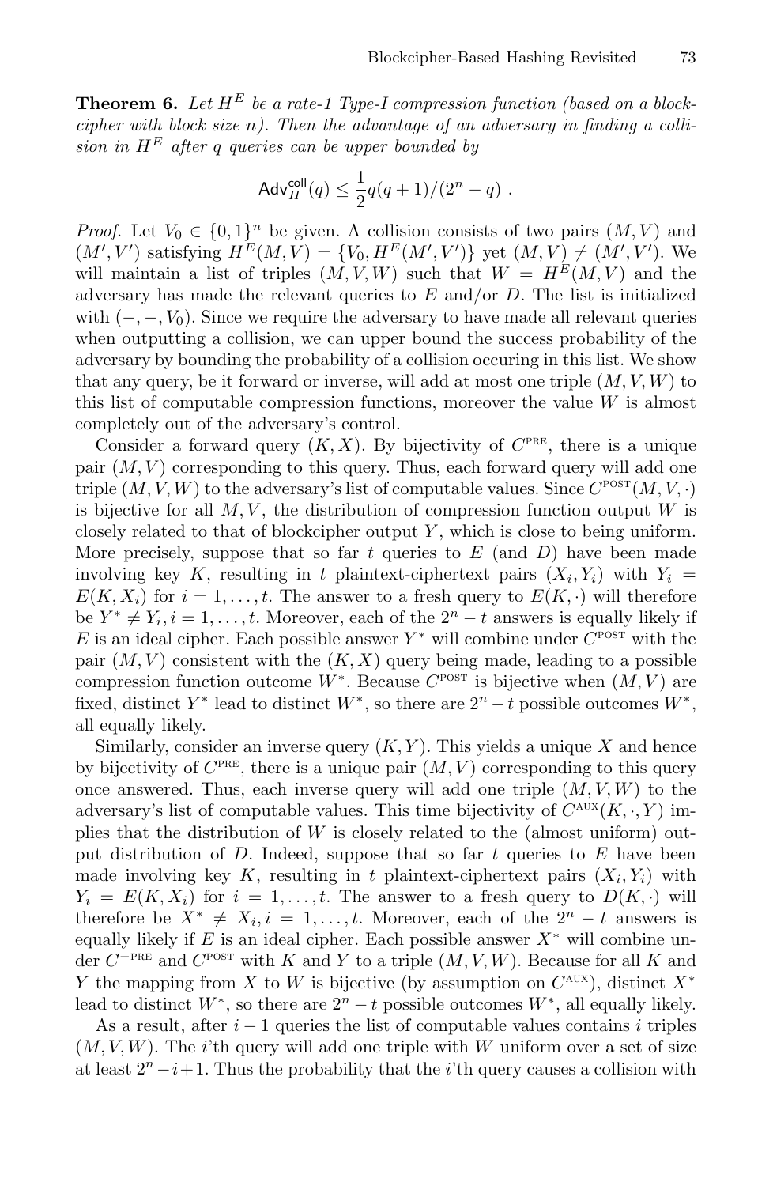**Theorem 6.** *Let $H^E$ be a rate-1 Type-I compression function (based on a blockcipher with block size $n$). Then the advantage of an adversary in finding a collision in $H^E$ after $q$ queries can be upper bounded by*

$$\mathsf{Adv}^{\mathsf{coll}}_H(q) \leq \frac{1}{2}q(q+1)/(2^n - q) \ .$$

*Proof.* Let $V_0 \in \{0,1\}^n$ be given. A collision consists of two pairs $(M, V)$ and $(M', V')$ satisfying $H^E(M, V) = \{V_0, H^E(M', V')\}$ yet $(M, V) \neq (M', V')$. We will maintain a list of triples $(M, V, W)$ such that $W = H^E(M, V)$ and the adversary has made the relevant queries to $E$ and/or $D$. The list is initialized with $(-, -, V_0)$. Since we require the adversary to have made all relevant queries when outputting a collision, we can upper bound the success probability of the adversary by bounding the probability of a collision occuring in this list. We show that any query, be it forward or inverse, will add at most one triple $(M, V, W)$ to this list of computable compression functions, moreover the value $W$ is almost completely out of the adversary's control.

Consider a forward query $(K, X)$. By bijectivity of $C^{\text{PRE}}$, there is a unique pair $(M, V)$ corresponding to this query. Thus, each forward query will add one triple $(M, V, W)$ to the adversary's list of computable values. Since $C^{\text{POST}}(M, V, \cdot)$ is bijective for all $M, V$, the distribution of compression function output $W$ is closely related to that of blockcipher output $Y$, which is close to being uniform. More precisely, suppose that so far $t$ queries to $E$ (and $D$) have been made involving key $K$, resulting in $t$ plaintext-ciphertext pairs $(X_i, Y_i)$ with $Y_i = E(K, X_i)$ for $i = 1, \ldots, t$. The answer to a fresh query to $E(K, \cdot)$ will therefore be $Y^* \neq Y_i, i = 1, \ldots, t$. Moreover, each of the $2^n - t$ answers is equally likely if $E$ is an ideal cipher. Each possible answer $Y^*$ will combine under $C^{\text{POST}}$ with the pair $(M, V)$ consistent with the $(K, X)$ query being made, leading to a possible compression function outcome $W^*$. Because $C^{\text{POST}}$ is bijective when $(M, V)$ are fixed, distinct $Y^*$ lead to distinct $W^*$, so there are $2^n - t$ possible outcomes $W^*$, all equally likely.

Similarly, consider an inverse query $(K, Y)$. This yields a unique $X$ and hence by bijectivity of $C^{\text{PRE}}$, there is a unique pair $(M, V)$ corresponding to this query once answered. Thus, each inverse query will add one triple $(M, V, W)$ to the adversary's list of computable values. This time bijectivity of $C^{\text{AUX}}(K, \cdot, Y)$ implies that the distribution of $W$ is closely related to the (almost uniform) output distribution of $D$. Indeed, suppose that so far $t$ queries to $E$ have been made involving key $K$, resulting in $t$ plaintext-ciphertext pairs $(X_i, Y_i)$ with $Y_i = E(K, X_i)$ for $i = 1, \ldots, t$. The answer to a fresh query to $D(K, \cdot)$ will therefore be $X^* \neq X_i, i = 1, \ldots, t$. Moreover, each of the $2^n - t$ answers is equally likely if $E$ is an ideal cipher. Each possible answer $X^*$ will combine under $C^{-\text{PRE}}$ and $C^{\text{POST}}$ with $K$ and $Y$ to a triple $(M, V, W)$. Because for all $K$ and $Y$ the mapping from $X$ to $W$ is bijective (by assumption on $C^{\text{AUX}}$), distinct $X^*$ lead to distinct $W^*$, so there are $2^n - t$ possible outcomes $W^*$, all equally likely.

As a result, after $i - 1$ queries the list of computable values contains $i$ triples $(M, V, W)$. The $i$'th query will add one triple with $W$ uniform over a set of size at least $2^n - i + 1$. Thus the probability that the $i$'th query causes a collision with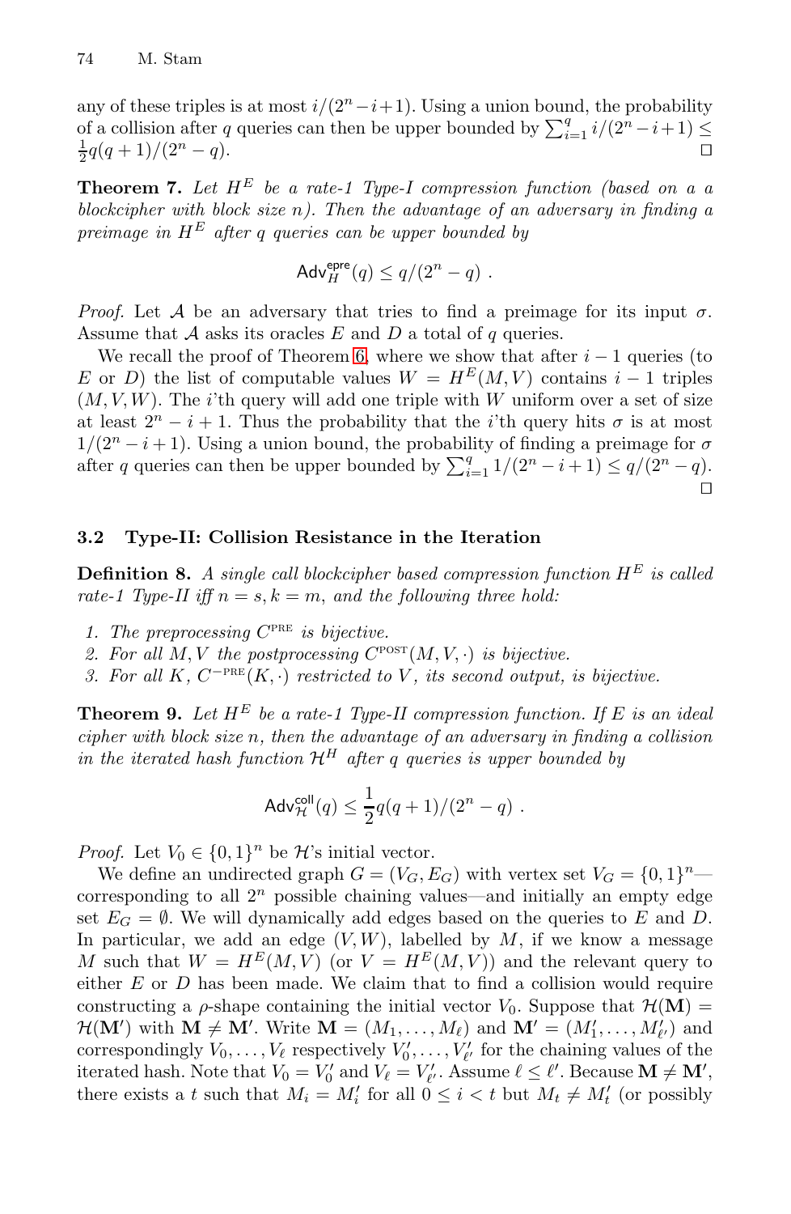any of these triples is at most $i/(2^n - i + 1)$. Using a union bound, the probability of a collision after $q$ queries can then be upper bounded by $\sum_{i=1}^{q} i/(2^n - i + 1) \le \frac{1}{2}q(q+1)/(2^n - q)$. □

**Theorem 7.** *Let $H^E$ be a rate-1 Type-I compression function (based on a a blockcipher with block size $n$). Then the advantage of an adversary in finding a preimage in $H^E$ after $q$ queries can be upper bounded by*

$$\mathsf{Adv}_H^{\mathsf{epre}}(q) \le q/(2^n - q) \ .$$

*Proof.* Let $\mathcal{A}$ be an adversary that tries to find a preimage for its input $\sigma$. Assume that $\mathcal{A}$ asks its oracles $E$ and $D$ a total of $q$ queries.

We recall the proof of Theorem 6, where we show that after $i-1$ queries (to $E$ or $D$) the list of computable values $W = H^E(M, V)$ contains $i-1$ triples $(M, V, W)$. The $i$'th query will add one triple with $W$ uniform over a set of size at least $2^n - i + 1$. Thus the probability that the $i$'th query hits $\sigma$ is at most $1/(2^n - i + 1)$. Using a union bound, the probability of finding a preimage for $\sigma$ after $q$ queries can then be upper bounded by $\sum_{i=1}^{q} 1/(2^n - i + 1) \le q/(2^n - q)$. □

### 3.2 Type-II: Collision Resistance in the Iteration

**Definition 8.** *A single call blockcipher based compression function $H^E$ is called rate-1 Type-II iff $n = s, k = m$, and the following three hold:*

1. *The preprocessing $C^{\text{PRE}}$ is bijective.*
2. *For all $M, V$ the postprocessing $C^{\text{POST}}(M, V, \cdot)$ is bijective.*
3. *For all $K$, $C^{-\text{PRE}}(K, \cdot)$ restricted to $V$, its second output, is bijective.*

**Theorem 9.** *Let $H^E$ be a rate-1 Type-II compression function. If $E$ is an ideal cipher with block size $n$, then the advantage of an adversary in finding a collision in the iterated hash function $\mathcal{H}^H$ after $q$ queries is upper bounded by*

$$\mathsf{Adv}_{\mathcal{H}}^{\mathsf{coll}}(q) \le \frac{1}{2}q(q+1)/(2^n - q) \ .$$

*Proof.* Let $V_0 \in \{0,1\}^n$ be $\mathcal{H}$'s initial vector.

We define an undirected graph $G = (V_G, E_G)$ with vertex set $V_G = \{0,1\}^n$—corresponding to all $2^n$ possible chaining values—and initially an empty edge set $E_G = \emptyset$. We will dynamically add edges based on the queries to $E$ and $D$. In particular, we add an edge $(V, W)$, labelled by $M$, if we know a message $M$ such that $W = H^E(M, V)$ (or $V = H^E(M, V)$) and the relevant query to either $E$ or $D$ has been made. We claim that to find a collision would require constructing a $\rho$-shape containing the initial vector $V_0$. Suppose that $\mathcal{H}(\mathbf{M}) = \mathcal{H}(\mathbf{M}')$ with $\mathbf{M} \ne \mathbf{M}'$. Write $\mathbf{M} = (M_1, \dots, M_\ell)$ and $\mathbf{M}' = (M'_1, \dots, M'_{\ell'})$ and correspondingly $V_0, \dots, V_\ell$ respectively $V'_0, \dots, V'_{\ell'}$ for the chaining values of the iterated hash. Note that $V_0 = V'_0$ and $V_\ell = V'_{\ell'}$. Assume $\ell \le \ell'$. Because $\mathbf{M} \ne \mathbf{M}'$, there exists a $t$ such that $M_i = M'_i$ for all $0 \le i < t$ but $M_t \ne M'_t$ (or possibly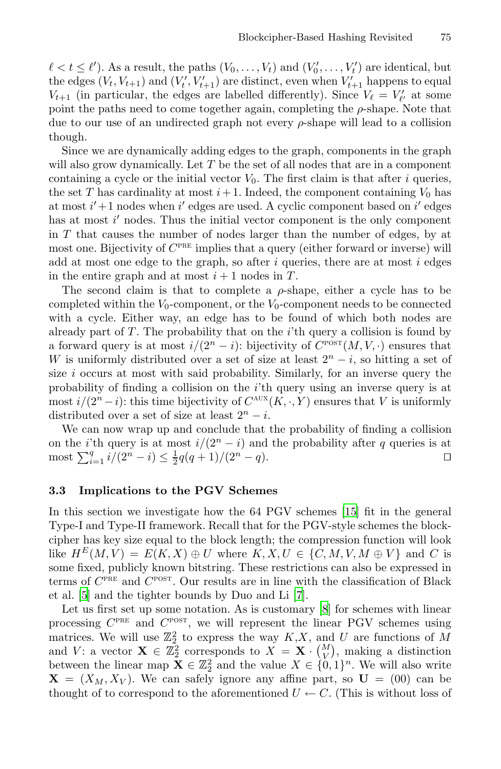$\ell < t \leq \ell'$). As a result, the paths $(V_0, \ldots, V_t)$ and $(V_0', \ldots, V_t')$ are identical, but the edges $(V_t, V_{t+1})$ and $(V_t', V_{t+1}')$ are distinct, even when $V_{t+1}'$ happens to equal $V_{t+1}$ (in particular, the edges are labelled differently). Since $V_\ell = V_{\ell'}'$ at some point the paths need to come together again, completing the $\rho$-shape. Note that due to our use of an undirected graph not every $\rho$-shape will lead to a collision though.

Since we are dynamically adding edges to the graph, components in the graph will also grow dynamically. Let $T$ be the set of all nodes that are in a component containing a cycle or the initial vector $V_0$. The first claim is that after $i$ queries, the set $T$ has cardinality at most $i+1$. Indeed, the component containing $V_0$ has at most $i'+1$ nodes when $i'$ edges are used. A cyclic component based on $i'$ edges has at most $i'$ nodes. Thus the initial vector component is the only component in $T$ that causes the number of nodes larger than the number of edges, by at most one. Bijectivity of $C^{\text{PRE}}$ implies that a query (either forward or inverse) will add at most one edge to the graph, so after $i$ queries, there are at most $i$ edges in the entire graph and at most $i+1$ nodes in $T$.

The second claim is that to complete a $\rho$-shape, either a cycle has to be completed within the $V_0$-component, or the $V_0$-component needs to be connected with a cycle. Either way, an edge has to be found of which both nodes are already part of $T$. The probability that on the $i$'th query a collision is found by a forward query is at most $i/(2^n - i)$: bijectivity of $C^{\text{POST}}(M, V, \cdot)$ ensures that $W$ is uniformly distributed over a set of size at least $2^n - i$, so hitting a set of size $i$ occurs at most with said probability. Similarly, for an inverse query the probability of finding a collision on the $i$'th query using an inverse query is at most $i/(2^n - i)$: this time bijectivity of $C^{\text{AUX}}(K, \cdot, Y)$ ensures that $V$ is uniformly distributed over a set of size at least $2^n - i$.

We can now wrap up and conclude that the probability of finding a collision on the $i$'th query is at most $i/(2^n - i)$ and the probability after $q$ queries is at most $\sum_{i=1}^{q} i/(2^n - i) \leq \frac{1}{2} q(q+1)/(2^n - q)$. ◻

### 3.3 Implications to the PGV Schemes

In this section we investigate how the 64 PGV schemes [15] fit in the general Type-I and Type-II framework. Recall that for the PGV-style schemes the blockcipher has key size equal to the block length; the compression function will look like $H^E(M, V) = E(K, X) \oplus U$ where $K, X, U \in \{C, M, V, M \oplus V\}$ and $C$ is some fixed, publicly known bitstring. These restrictions can also be expressed in terms of $C^{\text{PRE}}$ and $C^{\text{POST}}$. Our results are in line with the classification of Black et al. [5] and the tighter bounds by Duo and Li [7].

Let us first set up some notation. As is customary [8] for schemes with linear processing $C^{\text{PRE}}$ and $C^{\text{POST}}$, we will represent the linear PGV schemes using matrices. We will use $\mathbb{Z}_2^2$ to express the way $K$,$X$, and $U$ are functions of $M$ and $V$: a vector $\mathbf{X} \in \mathbb{Z}_2^2$ corresponds to $X = \mathbf{X} \cdot \binom{M}{V}$, making a distinction between the linear map $\mathbf{X} \in \mathbb{Z}_2^2$ and the value $X \in \{0,1\}^n$. We will also write $\mathbf{X} = (X_M, X_V)$. We can safely ignore any affine part, so $\mathbf{U} = (00)$ can be thought of to correspond to the aforementioned $U \leftarrow C$. (This is without loss of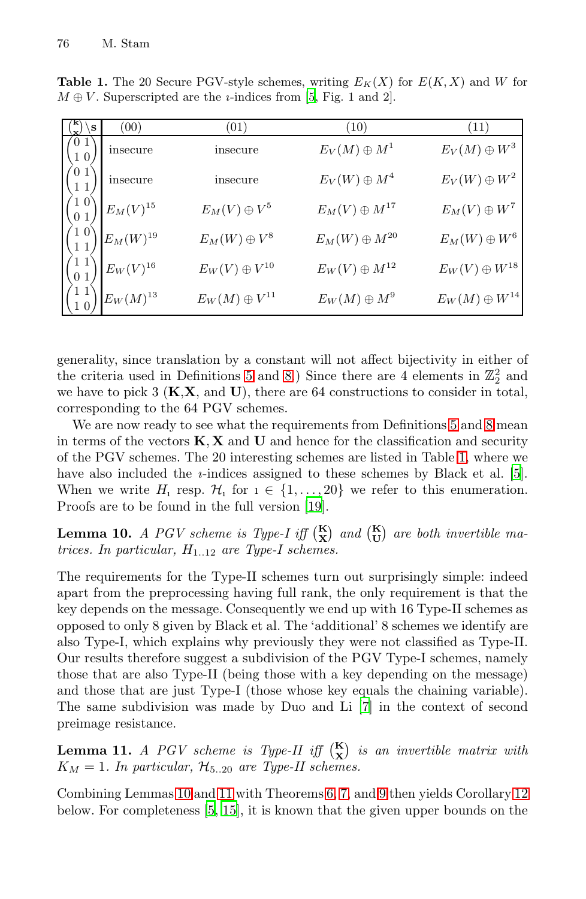**Table 1.** The 20 Secure PGV-style schemes, writing $E_K(X)$ for $E(K,X)$ and $W$ for $M \oplus V$. Superscripted are the $\imath$-indices from [5, Fig. 1 and 2].

| $\binom{\mathbf{K}}{\mathbf{X}} \backslash \mathbf{s}$ | (00) | (01) | (10) | (11) |
|---|---|---|---|---|
| $\begin{pmatrix} 0 & 1 \\ 1 & 0 \end{pmatrix}$ | insecure | insecure | $E_V(M) \oplus M^1$ | $E_V(M) \oplus W^3$ |
| $\begin{pmatrix} 0 & 1 \\ 1 & 1 \end{pmatrix}$ | insecure | insecure | $E_V(W) \oplus M^4$ | $E_V(W) \oplus W^2$ |
| $\begin{pmatrix} 1 & 0 \\ 0 & 1 \end{pmatrix}$ | $E_M(V)^{15}$ | $E_M(V) \oplus V^5$ | $E_M(V) \oplus M^{17}$ | $E_M(V) \oplus W^7$ |
| $\begin{pmatrix} 1 & 0 \\ 1 & 1 \end{pmatrix}$ | $E_M(W)^{19}$ | $E_M(W) \oplus V^8$ | $E_M(W) \oplus M^{20}$ | $E_M(W) \oplus W^6$ |
| $\begin{pmatrix} 1 & 1 \\ 0 & 1 \end{pmatrix}$ | $E_W(V)^{16}$ | $E_W(V) \oplus V^{10}$ | $E_W(V) \oplus M^{12}$ | $E_W(V) \oplus W^{18}$ |
| $\begin{pmatrix} 1 & 1 \\ 1 & 0 \end{pmatrix}$ | $E_W(M)^{13}$ | $E_W(M) \oplus V^{11}$ | $E_W(M) \oplus M^9$ | $E_W(M) \oplus W^{14}$ |

generality, since translation by a constant will not affect bijectivity in either of the criteria used in Definitions 5 and 8.) Since there are 4 elements in $\mathbb{Z}_2^2$ and we have to pick 3 ($\mathbf{K}$,$\mathbf{X}$, and $\mathbf{U}$), there are 64 constructions to consider in total, corresponding to the 64 PGV schemes.

We are now ready to see what the requirements from Definitions 5 and 8 mean in terms of the vectors $\mathbf{K}, \mathbf{X}$ and $\mathbf{U}$ and hence for the classification and security of the PGV schemes. The 20 interesting schemes are listed in Table 1, where we have also included the $\imath$-indices assigned to these schemes by Black et al. [5]. When we write $H_\imath$ resp. $\mathcal{H}_\imath$ for $\imath \in \{1, \ldots, 20\}$ we refer to this enumeration. Proofs are to be found in the full version [19].

**Lemma 10.** *A PGV scheme is Type-I iff* $\binom{\mathbf{K}}{\mathbf{X}}$ *and* $\binom{\mathbf{K}}{\mathbf{U}}$ *are both invertible matrices. In particular,* $H_{1..12}$ *are Type-I schemes.*

The requirements for the Type-II schemes turn out surprisingly simple: indeed apart from the preprocessing having full rank, the only requirement is that the key depends on the message. Consequently we end up with 16 Type-II schemes as opposed to only 8 given by Black et al. The 'additional' 8 schemes we identify are also Type-I, which explains why previously they were not classified as Type-II. Our results therefore suggest a subdivision of the PGV Type-I schemes, namely those that are also Type-II (being those with a key depending on the message) and those that are just Type-I (those whose key equals the chaining variable). The same subdivision was made by Duo and Li [7] in the context of second preimage resistance.

**Lemma 11.** *A PGV scheme is Type-II iff* $\binom{\mathbf{K}}{\mathbf{X}}$ *is an invertible matrix with* $K_M = 1$*. In particular,* $\mathcal{H}_{5..20}$ *are Type-II schemes.*

Combining Lemmas 10 and 11 with Theorems 6, 7, and 9 then yields Corollary 12 below. For completeness [5, 15], it is known that the given upper bounds on the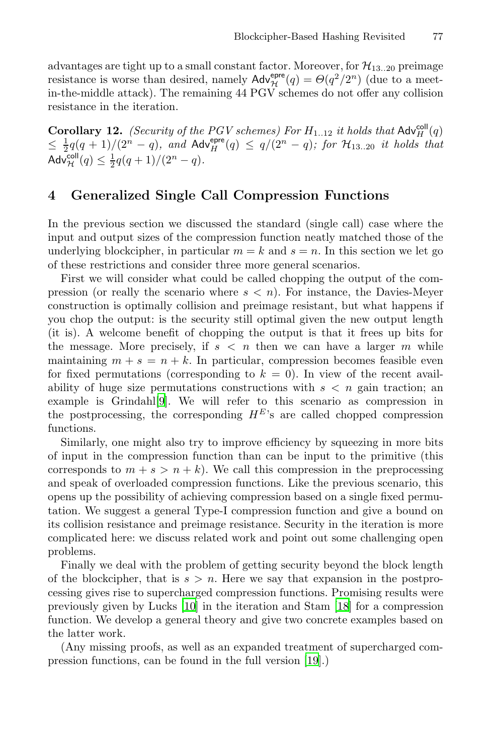advantages are tight up to a small constant factor. Moreover, for $\mathcal{H}_{13..20}$ preimage resistance is worse than desired, namely $\mathsf{Adv}^{\mathsf{epre}}_{\mathcal{H}}(q) = \Theta(q^2/2^n)$ (due to a meet-in-the-middle attack). The remaining 44 PGV schemes do not offer any collision resistance in the iteration.

**Corollary 12.** *(Security of the PGV schemes) For $H_{1..12}$ it holds that $\mathsf{Adv}^{\mathsf{coll}}_{H}(q) \leq \frac{1}{2}q(q+1)/(2^n - q)$, and $\mathsf{Adv}^{\mathsf{epre}}_{H}(q) \leq q/(2^n - q)$; for $\mathcal{H}_{13..20}$ it holds that $\mathsf{Adv}^{\mathsf{coll}}_{\mathcal{H}}(q) \leq \frac{1}{2}q(q+1)/(2^n - q)$.*

## 4 Generalized Single Call Compression Functions

In the previous section we discussed the standard (single call) case where the input and output sizes of the compression function neatly matched those of the underlying blockcipher, in particular $m = k$ and $s = n$. In this section we let go of these restrictions and consider three more general scenarios.

First we will consider what could be called chopping the output of the compression (or really the scenario where $s < n$). For instance, the Davies-Meyer construction is optimally collision and preimage resistant, but what happens if you chop the output: is the security still optimal given the new output length (it is). A welcome benefit of chopping the output is that it frees up bits for the message. More precisely, if $s < n$ then we can have a larger $m$ while maintaining $m + s = n + k$. In particular, compression becomes feasible even for fixed permutations (corresponding to $k = 0$). In view of the recent availability of huge size permutations constructions with $s < n$ gain traction; an example is Grindahl[9]. We will refer to this scenario as compression in the postprocessing, the corresponding $H^E$'s are called chopped compression functions.

Similarly, one might also try to improve efficiency by squeezing in more bits of input in the compression function than can be input to the primitive (this corresponds to $m + s > n + k$). We call this compression in the preprocessing and speak of overloaded compression functions. Like the previous scenario, this opens up the possibility of achieving compression based on a single fixed permutation. We suggest a general Type-I compression function and give a bound on its collision resistance and preimage resistance. Security in the iteration is more complicated here: we discuss related work and point out some challenging open problems.

Finally we deal with the problem of getting security beyond the block length of the blockcipher, that is $s > n$. Here we say that expansion in the postprocessing gives rise to supercharged compression functions. Promising results were previously given by Lucks [10] in the iteration and Stam [18] for a compression function. We develop a general theory and give two concrete examples based on the latter work.

(Any missing proofs, as well as an expanded treatment of supercharged compression functions, can be found in the full version [19].)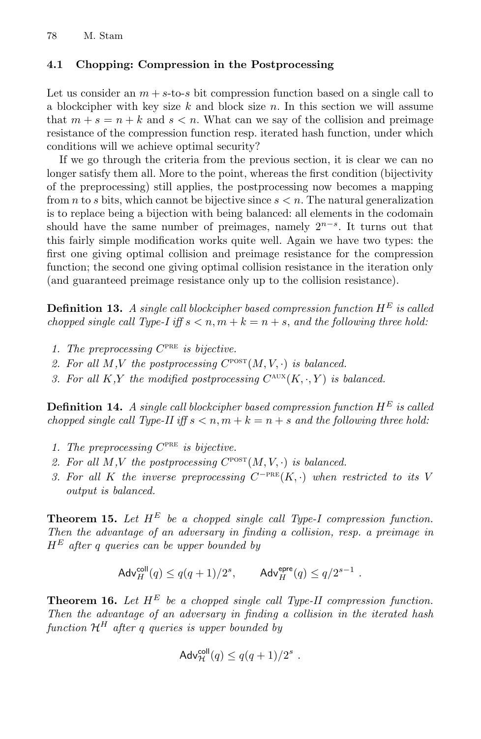### 4.1 Chopping: Compression in the Postprocessing

Let us consider an $m+s$-to-$s$ bit compression function based on a single call to a blockcipher with key size $k$ and block size $n$. In this section we will assume that $m+s=n+k$ and $s<n$. What can we say of the collision and preimage resistance of the compression function resp. iterated hash function, under which conditions will we achieve optimal security?

If we go through the criteria from the previous section, it is clear we can no longer satisfy them all. More to the point, whereas the first condition (bijectivity of the preprocessing) still applies, the postprocessing now becomes a mapping from $n$ to $s$ bits, which cannot be bijective since $s<n$. The natural generalization is to replace being a bijection with being balanced: all elements in the codomain should have the same number of preimages, namely $2^{n-s}$. It turns out that this fairly simple modification works quite well. Again we have two types: the first one giving optimal collision and preimage resistance for the compression function; the second one giving optimal collision resistance in the iteration only (and guaranteed preimage resistance only up to the collision resistance).

**Definition 13.** *A single call blockcipher based compression function $H^E$ is called chopped single call Type-I iff $s<n, m+k=n+s$, and the following three hold:*

1. *The preprocessing $C^{\text{PRE}}$ is bijective.*
2. *For all $M$,$V$ the postprocessing $C^{\text{POST}}(M,V,\cdot)$ is balanced.*
3. *For all $K$,$Y$ the modified postprocessing $C^{\text{AUX}}(K,\cdot,Y)$ is balanced.*

**Definition 14.** *A single call blockcipher based compression function $H^E$ is called chopped single call Type-II iff $s<n, m+k=n+s$ and the following three hold:*

1. *The preprocessing $C^{\text{PRE}}$ is bijective.*
2. *For all $M$,$V$ the postprocessing $C^{\text{POST}}(M,V,\cdot)$ is balanced.*
3. *For all $K$ the inverse preprocessing $C^{-\text{PRE}}(K,\cdot)$ when restricted to its $V$ output is balanced.*

**Theorem 15.** *Let $H^E$ be a chopped single call Type-I compression function. Then the advantage of an adversary in finding a collision, resp. a preimage in $H^E$ after $q$ queries can be upper bounded by*

$$\mathsf{Adv}_H^{\mathsf{coll}}(q) \leq q(q+1)/2^s, \qquad \mathsf{Adv}_H^{\mathsf{epre}}(q) \leq q/2^{s-1} \ .$$

**Theorem 16.** *Let $H^E$ be a chopped single call Type-II compression function. Then the advantage of an adversary in finding a collision in the iterated hash function $\mathcal{H}^H$ after $q$ queries is upper bounded by*

$$\mathsf{Adv}_{\mathcal{H}}^{\mathsf{coll}}(q) \leq q(q+1)/2^s \ .$$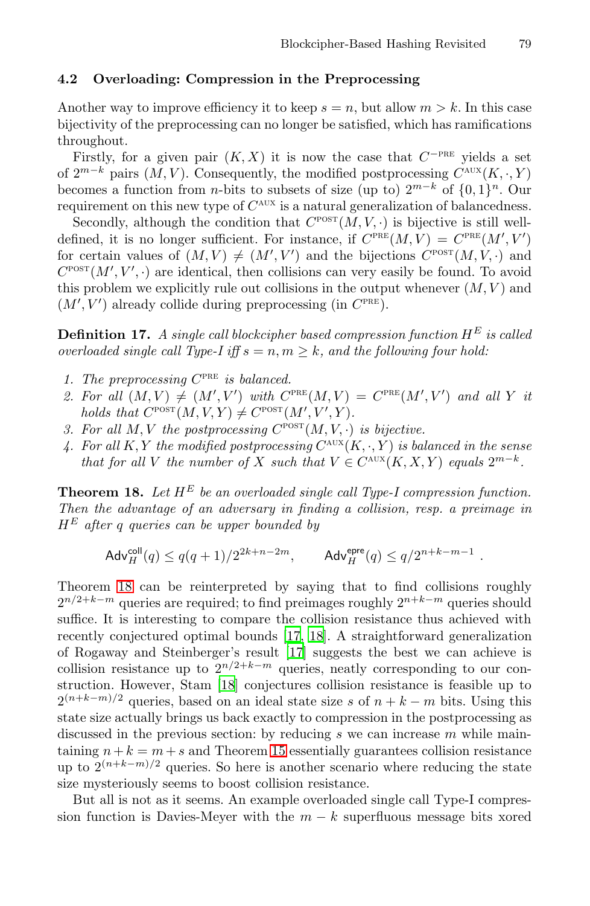### 4.2 Overloading: Compression in the Preprocessing

Another way to improve efficiency it to keep $s = n$, but allow $m > k$. In this case bijectivity of the preprocessing can no longer be satisfied, which has ramifications throughout.

Firstly, for a given pair $(K, X)$ it is now the case that $C^{-\text{PRE}}$ yields a set of $2^{m-k}$ pairs $(M, V)$. Consequently, the modified postprocessing $C^{\text{AUX}}(K, \cdot, Y)$ becomes a function from $n$-bits to subsets of size (up to) $2^{m-k}$ of $\{0,1\}^n$. Our requirement on this new type of $C^{\text{AUX}}$ is a natural generalization of balancedness.

Secondly, although the condition that $C^{\text{POST}}(M, V, \cdot)$ is bijective is still well-defined, it is no longer sufficient. For instance, if $C^{\text{PRE}}(M, V) = C^{\text{PRE}}(M', V')$ for certain values of $(M, V) \neq (M', V')$ and the bijections $C^{\text{POST}}(M, V, \cdot)$ and $C^{\text{POST}}(M', V', \cdot)$ are identical, then collisions can very easily be found. To avoid this problem we explicitly rule out collisions in the output whenever $(M, V)$ and $(M', V')$ already collide during preprocessing (in $C^{\text{PRE}}$).

**Definition 17.** *A single call blockcipher based compression function $H^E$ is called overloaded single call Type-I iff $s = n, m \geq k$, and the following four hold:*

1. *The preprocessing $C^{\text{PRE}}$ is balanced.*
2. *For all $(M, V) \neq (M', V')$ with $C^{\text{PRE}}(M, V) = C^{\text{PRE}}(M', V')$ and all $Y$ it holds that $C^{\text{POST}}(M, V, Y) \neq C^{\text{POST}}(M', V', Y)$.*
3. *For all $M, V$ the postprocessing $C^{\text{POST}}(M, V, \cdot)$ is bijective.*
4. *For all $K, Y$ the modified postprocessing $C^{\text{AUX}}(K, \cdot, Y)$ is balanced in the sense that for all $V$ the number of $X$ such that $V \in C^{\text{AUX}}(K, X, Y)$ equals $2^{m-k}$.*

**Theorem 18.** *Let $H^E$ be an overloaded single call Type-I compression function. Then the advantage of an adversary in finding a collision, resp. a preimage in $H^E$ after $q$ queries can be upper bounded by*

$$\mathsf{Adv}_H^{\mathsf{coll}}(q) \leq q(q+1)/2^{2k+n-2m}, \qquad \mathsf{Adv}_H^{\mathsf{epre}}(q) \leq q/2^{n+k-m-1}\ .$$

Theorem 18 can be reinterpreted by saying that to find collisions roughly $2^{n/2+k-m}$ queries are required; to find preimages roughly $2^{n+k-m}$ queries should suffice. It is interesting to compare the collision resistance thus achieved with recently conjectured optimal bounds [17, 18]. A straightforward generalization of Rogaway and Steinberger's result [17] suggests the best we can achieve is collision resistance up to $2^{n/2+k-m}$ queries, neatly corresponding to our construction. However, Stam [18] conjectures collision resistance is feasible up to $2^{(n+k-m)/2}$ queries, based on an ideal state size $s$ of $n + k - m$ bits. Using this state size actually brings us back exactly to compression in the postprocessing as discussed in the previous section: by reducing $s$ we can increase $m$ while maintaining $n+k = m+s$ and Theorem 15 essentially guarantees collision resistance up to $2^{(n+k-m)/2}$ queries. So here is another scenario where reducing the state size mysteriously seems to boost collision resistance.

But all is not as it seems. An example overloaded single call Type-I compression function is Davies-Meyer with the $m - k$ superfluous message bits xored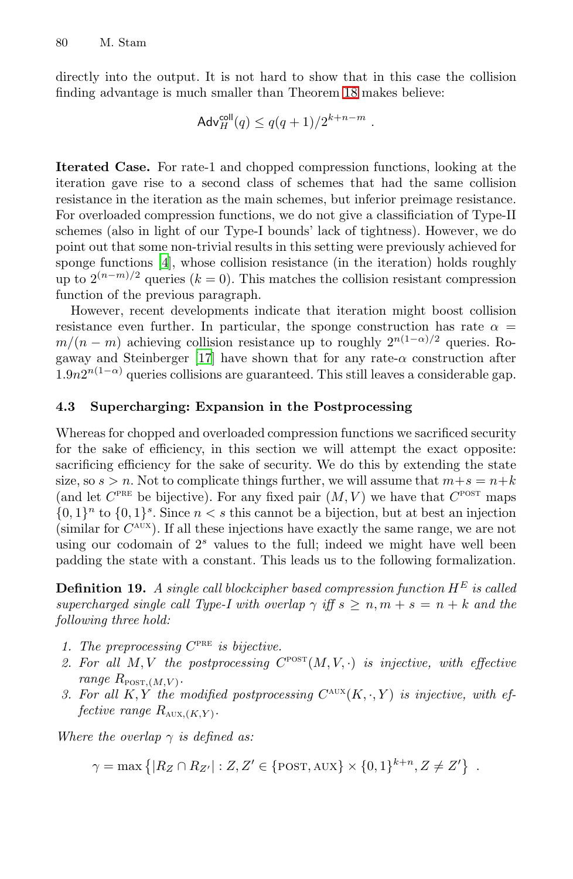directly into the output. It is not hard to show that in this case the collision finding advantage is much smaller than Theorem 18 makes believe:

$$\mathsf{Adv}_H^{\mathsf{coll}}(q) \leq q(q+1)/2^{k+n-m} \ .$$

**Iterated Case.** For rate-1 and chopped compression functions, looking at the iteration gave rise to a second class of schemes that had the same collision resistance in the iteration as the main schemes, but inferior preimage resistance. For overloaded compression functions, we do not give a classificiation of Type-II schemes (also in light of our Type-I bounds' lack of tightness). However, we do point out that some non-trivial results in this setting were previously achieved for sponge functions [4], whose collision resistance (in the iteration) holds roughly up to $2^{(n-m)/2}$ queries ($k = 0$). This matches the collision resistant compression function of the previous paragraph.

However, recent developments indicate that iteration might boost collision resistance even further. In particular, the sponge construction has rate $\alpha = m/(n-m)$ achieving collision resistance up to roughly $2^{n(1-\alpha)/2}$ queries. Rogaway and Steinberger [17] have shown that for any rate-$\alpha$ construction after $1.9n2^{n(1-\alpha)}$ queries collisions are guaranteed. This still leaves a considerable gap.

### 4.3 Supercharging: Expansion in the Postprocessing

Whereas for chopped and overloaded compression functions we sacrificed security for the sake of efficiency, in this section we will attempt the exact opposite: sacrificing efficiency for the sake of security. We do this by extending the state size, so $s > n$. Not to complicate things further, we will assume that $m+s = n+k$ (and let $C^{\text{PRE}}$ be bijective). For any fixed pair $(M, V)$ we have that $C^{\text{POST}}$ maps $\{0,1\}^n$ to $\{0,1\}^s$. Since $n < s$ this cannot be a bijection, but at best an injection (similar for $C^{\text{AUX}}$). If all these injections have exactly the same range, we are not using our codomain of $2^s$ values to the full; indeed we might have well been padding the state with a constant. This leads us to the following formalization.

**Definition 19.** *A single call blockcipher based compression function $H^E$ is called supercharged single call Type-I with overlap $\gamma$ iff $s \geq n, m+s = n+k$ and the following three hold:*

1. *The preprocessing $C^{\text{PRE}}$ is bijective.*
2. *For all $M, V$ the postprocessing $C^{\text{POST}}(M, V, \cdot)$ is injective, with effective range $R_{\text{POST},(M,V)}$.*
3. *For all $K, Y$ the modified postprocessing $C^{\text{AUX}}(K, \cdot, Y)$ is injective, with effective range $R_{\text{AUX},(K,Y)}$.*

*Where the overlap $\gamma$ is defined as:*

$$\gamma = \max\left\{|R_Z \cap R_{Z'}| : Z, Z' \in \{\text{POST}, \text{AUX}\} \times \{0,1\}^{k+n}, Z \neq Z'\right\} \ .$$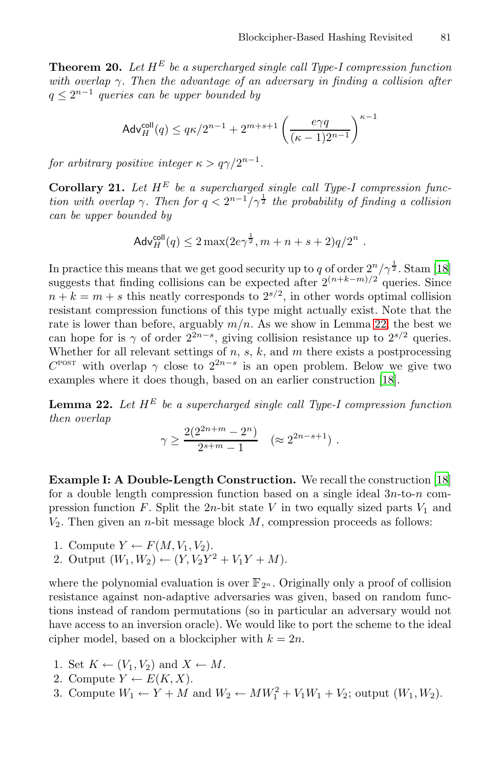**Theorem 20.** *Let $H^E$ be a supercharged single call Type-I compression function with overlap $\gamma$. Then the advantage of an adversary in finding a collision after $q \leq 2^{n-1}$ queries can be upper bounded by*

$$\mathsf{Adv}_H^{\mathsf{coll}}(q) \leq q\kappa/2^{n-1} + 2^{m+s+1}\left(\frac{e\gamma q}{(\kappa-1)2^{n-1}}\right)^{\kappa-1}$$

*for arbitrary positive integer $\kappa > q\gamma/2^{n-1}$.*

**Corollary 21.** *Let $H^E$ be a supercharged single call Type-I compression function with overlap $\gamma$. Then for $q < 2^{n-1}/\gamma^{\frac{1}{2}}$ the probability of finding a collision can be upper bounded by*

$$\mathsf{Adv}_H^{\mathsf{coll}}(q) \leq 2\max(2e\gamma^{\frac{1}{2}}, m+n+s+2)q/2^n\ .$$

In practice this means that we get good security up to $q$ of order $2^n/\gamma^{\frac{1}{2}}$. Stam [18] suggests that finding collisions can be expected after $2^{(n+k-m)/2}$ queries. Since $n + k = m + s$ this neatly corresponds to $2^{s/2}$, in other words optimal collision resistant compression functions of this type might actually exist. Note that the rate is lower than before, arguably $m/n$. As we show in Lemma 22, the best we can hope for is $\gamma$ of order $2^{2n-s}$, giving collision resistance up to $2^{s/2}$ queries. Whether for all relevant settings of $n$, $s$, $k$, and $m$ there exists a postprocessing $C^{\text{POST}}$ with overlap $\gamma$ close to $2^{2n-s}$ is an open problem. Below we give two examples where it does though, based on an earlier construction [18].

**Lemma 22.** *Let $H^E$ be a supercharged single call Type-I compression function then overlap*

$$\gamma \geq \frac{2(2^{2n+m} - 2^n)}{2^{s+m} - 1} \quad (\approx 2^{2n-s+1})\ .$$

**Example I: A Double-Length Construction.** We recall the construction [18] for a double length compression function based on a single ideal $3n$-to-$n$ compression function $F$. Split the $2n$-bit state $V$ in two equally sized parts $V_1$ and $V_2$. Then given an $n$-bit message block $M$, compression proceeds as follows:

1. Compute $Y \leftarrow F(M, V_1, V_2)$.
2. Output $(W_1, W_2) \leftarrow (Y, V_2 Y^2 + V_1 Y + M)$.

where the polynomial evaluation is over $\mathbb{F}_{2^n}$. Originally only a proof of collision resistance against non-adaptive adversaries was given, based on random functions instead of random permutations (so in particular an adversary would not have access to an inversion oracle). We would like to port the scheme to the ideal cipher model, based on a blockcipher with $k = 2n$.

1. Set $K \leftarrow (V_1, V_2)$ and $X \leftarrow M$.
2. Compute $Y \leftarrow E(K, X)$.
3. Compute $W_1 \leftarrow Y + M$ and $W_2 \leftarrow MW_1^2 + V_1 W_1 + V_2$; output $(W_1, W_2)$.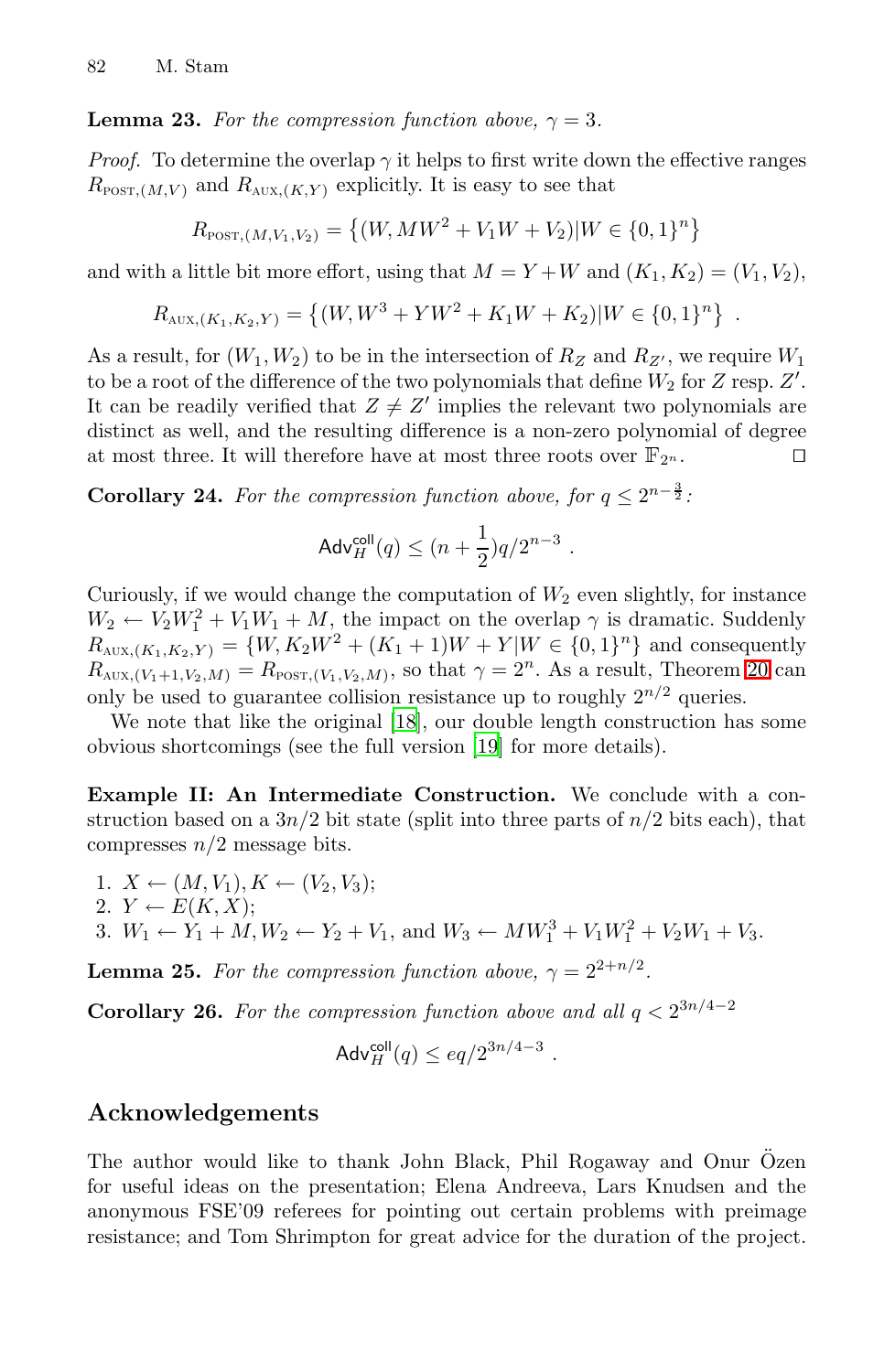**Lemma 23.** *For the compression function above, $\gamma = 3$.*

*Proof.* To determine the overlap $\gamma$ it helps to first write down the effective ranges $R_{\text{POST},(M,V)}$ and $R_{\text{AUX},(K,Y)}$ explicitly. It is easy to see that

$$R_{\text{POST},(M,V_1,V_2)} = \{(W, MW^2 + V_1 W + V_2) | W \in \{0,1\}^n\}$$

and with a little bit more effort, using that $M = Y + W$ and $(K_1, K_2) = (V_1, V_2)$,

$$R_{\text{AUX},(K_1,K_2,Y)} = \{(W, W^3 + YW^2 + K_1 W + K_2) | W \in \{0,1\}^n\} \ .$$

As a result, for $(W_1, W_2)$ to be in the intersection of $R_Z$ and $R_{Z'}$, we require $W_1$ to be a root of the difference of the two polynomials that define $W_2$ for $Z$ resp. $Z'$. It can be readily verified that $Z \neq Z'$ implies the relevant two polynomials are distinct as well, and the resulting difference is a non-zero polynomial of degree at most three. It will therefore have at most three roots over $\mathbb{F}_{2^n}$. ◻

**Corollary 24.** *For the compression function above, for $q \leq 2^{n-\frac{3}{2}}$:*

$$\mathsf{Adv}^{\mathsf{coll}}_H(q) \leq (n + \frac{1}{2})q/2^{n-3} \ .$$

Curiously, if we would change the computation of $W_2$ even slightly, for instance $W_2 \leftarrow V_2 W_1^2 + V_1 W_1 + M$, the impact on the overlap $\gamma$ is dramatic. Suddenly $R_{\text{AUX},(K_1,K_2,Y)} = \{W, K_2 W^2 + (K_1 + 1)W + Y | W \in \{0,1\}^n\}$ and consequently $R_{\text{AUX},(V_1+1,V_2,M)} = R_{\text{POST},(V_1,V_2,M)}$, so that $\gamma = 2^n$. As a result, Theorem 20 can only be used to guarantee collision resistance up to roughly $2^{n/2}$ queries.

We note that like the original [18], our double length construction has some obvious shortcomings (see the full version [19] for more details).

**Example II: An Intermediate Construction.** We conclude with a construction based on a $3n/2$ bit state (split into three parts of $n/2$ bits each), that compresses $n/2$ message bits.

1. $X \leftarrow (M, V_1), K \leftarrow (V_2, V_3)$;
2. $Y \leftarrow E(K, X)$;
3. $W_1 \leftarrow Y_1 + M, W_2 \leftarrow Y_2 + V_1$, and $W_3 \leftarrow MW_1^3 + V_1 W_1^2 + V_2 W_1 + V_3$.

**Lemma 25.** *For the compression function above, $\gamma = 2^{2+n/2}$.*

**Corollary 26.** *For the compression function above and all $q < 2^{3n/4-2}$*

$$\mathsf{Adv}^{\mathsf{coll}}_H(q) \leq eq/2^{3n/4-3} \ .$$

## Acknowledgements

The author would like to thank John Black, Phil Rogaway and Onur Özen for useful ideas on the presentation; Elena Andreeva, Lars Knudsen and the anonymous FSE'09 referees for pointing out certain problems with preimage resistance; and Tom Shrimpton for great advice for the duration of the project.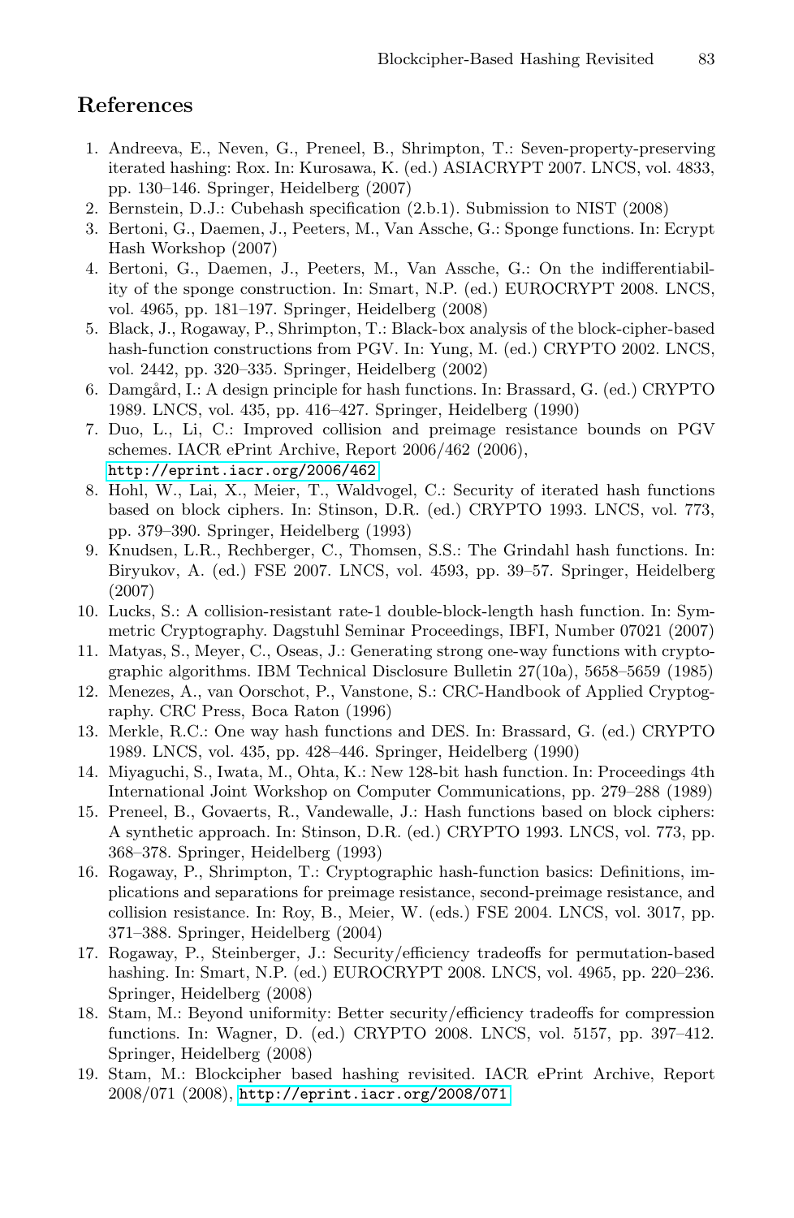## References

1. Andreeva, E., Neven, G., Preneel, B., Shrimpton, T.: Seven-property-preserving iterated hashing: Rox. In: Kurosawa, K. (ed.) ASIACRYPT 2007. LNCS, vol. 4833, pp. 130–146. Springer, Heidelberg (2007)
2. Bernstein, D.J.: Cubehash specification (2.b.1). Submission to NIST (2008)
3. Bertoni, G., Daemen, J., Peeters, M., Van Assche, G.: Sponge functions. In: Ecrypt Hash Workshop (2007)
4. Bertoni, G., Daemen, J., Peeters, M., Van Assche, G.: On the indifferentiability of the sponge construction. In: Smart, N.P. (ed.) EUROCRYPT 2008. LNCS, vol. 4965, pp. 181–197. Springer, Heidelberg (2008)
5. Black, J., Rogaway, P., Shrimpton, T.: Black-box analysis of the block-cipher-based hash-function constructions from PGV. In: Yung, M. (ed.) CRYPTO 2002. LNCS, vol. 2442, pp. 320–335. Springer, Heidelberg (2002)
6. Damgård, I.: A design principle for hash functions. In: Brassard, G. (ed.) CRYPTO 1989. LNCS, vol. 435, pp. 416–427. Springer, Heidelberg (1990)
7. Duo, L., Li, C.: Improved collision and preimage resistance bounds on PGV schemes. IACR ePrint Archive, Report 2006/462 (2006), http://eprint.iacr.org/2006/462
8. Hohl, W., Lai, X., Meier, T., Waldvogel, C.: Security of iterated hash functions based on block ciphers. In: Stinson, D.R. (ed.) CRYPTO 1993. LNCS, vol. 773, pp. 379–390. Springer, Heidelberg (1993)
9. Knudsen, L.R., Rechberger, C., Thomsen, S.S.: The Grindahl hash functions. In: Biryukov, A. (ed.) FSE 2007. LNCS, vol. 4593, pp. 39–57. Springer, Heidelberg (2007)
10. Lucks, S.: A collision-resistant rate-1 double-block-length hash function. In: Symmetric Cryptography. Dagstuhl Seminar Proceedings, IBFI, Number 07021 (2007)
11. Matyas, S., Meyer, C., Oseas, J.: Generating strong one-way functions with cryptographic algorithms. IBM Technical Disclosure Bulletin 27(10a), 5658–5659 (1985)
12. Menezes, A., van Oorschot, P., Vanstone, S.: CRC-Handbook of Applied Cryptography. CRC Press, Boca Raton (1996)
13. Merkle, R.C.: One way hash functions and DES. In: Brassard, G. (ed.) CRYPTO 1989. LNCS, vol. 435, pp. 428–446. Springer, Heidelberg (1990)
14. Miyaguchi, S., Iwata, M., Ohta, K.: New 128-bit hash function. In: Proceedings 4th International Joint Workshop on Computer Communications, pp. 279–288 (1989)
15. Preneel, B., Govaerts, R., Vandewalle, J.: Hash functions based on block ciphers: A synthetic approach. In: Stinson, D.R. (ed.) CRYPTO 1993. LNCS, vol. 773, pp. 368–378. Springer, Heidelberg (1993)
16. Rogaway, P., Shrimpton, T.: Cryptographic hash-function basics: Definitions, implications and separations for preimage resistance, second-preimage resistance, and collision resistance. In: Roy, B., Meier, W. (eds.) FSE 2004. LNCS, vol. 3017, pp. 371–388. Springer, Heidelberg (2004)
17. Rogaway, P., Steinberger, J.: Security/efficiency tradeoffs for permutation-based hashing. In: Smart, N.P. (ed.) EUROCRYPT 2008. LNCS, vol. 4965, pp. 220–236. Springer, Heidelberg (2008)
18. Stam, M.: Beyond uniformity: Better security/efficiency tradeoffs for compression functions. In: Wagner, D. (ed.) CRYPTO 2008. LNCS, vol. 5157, pp. 397–412. Springer, Heidelberg (2008)
19. Stam, M.: Blockcipher based hashing revisited. IACR ePrint Archive, Report 2008/071 (2008), http://eprint.iacr.org/2008/071